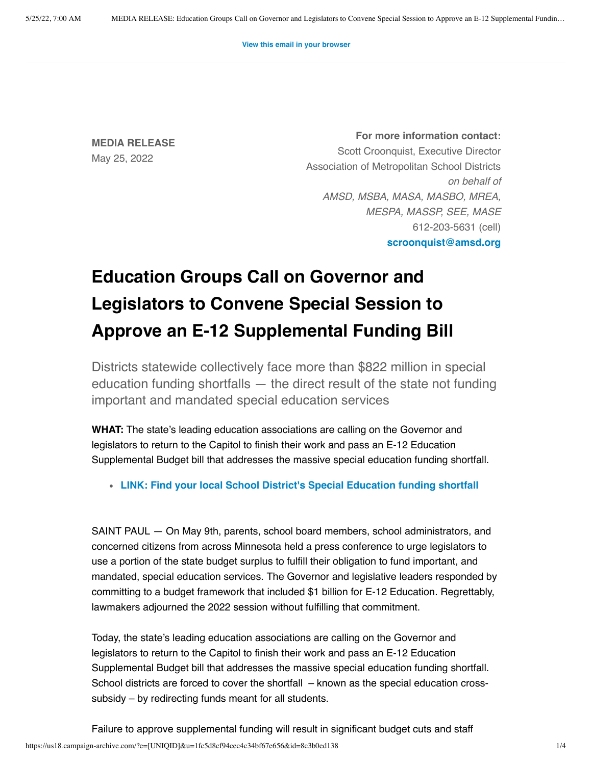View this email in your browser

**MEDIA RELEASE**
May 25, 2022

**For more information contact:**
Scott Croonquist, Executive Director
Association of Metropolitan School Districts
*on behalf of*
*AMSD, MSBA, MASA, MASBO, MREA, MESPA, MASSP, SEE, MASE*
612-203-5631 (cell)
**scroonquist@amsd.org**

# Education Groups Call on Governor and Legislators to Convene Special Session to Approve an E-12 Supplemental Funding Bill

Districts statewide collectively face more than $822 million in special education funding shortfalls — the direct result of the state not funding important and mandated special education services

**WHAT:** The state's leading education associations are calling on the Governor and legislators to return to the Capitol to finish their work and pass an E-12 Education Supplemental Budget bill that addresses the massive special education funding shortfall.

- **LINK: Find your local School District's Special Education funding shortfall**

SAINT PAUL — On May 9th, parents, school board members, school administrators, and concerned citizens from across Minnesota held a press conference to urge legislators to use a portion of the state budget surplus to fulfill their obligation to fund important, and mandated, special education services. The Governor and legislative leaders responded by committing to a budget framework that included $1 billion for E-12 Education. Regrettably, lawmakers adjourned the 2022 session without fulfilling that commitment.

Today, the state's leading education associations are calling on the Governor and legislators to return to the Capitol to finish their work and pass an E-12 Education Supplemental Budget bill that addresses the massive special education funding shortfall. School districts are forced to cover the shortfall – known as the special education cross-subsidy – by redirecting funds meant for all students.

Failure to approve supplemental funding will result in significant budget cuts and staff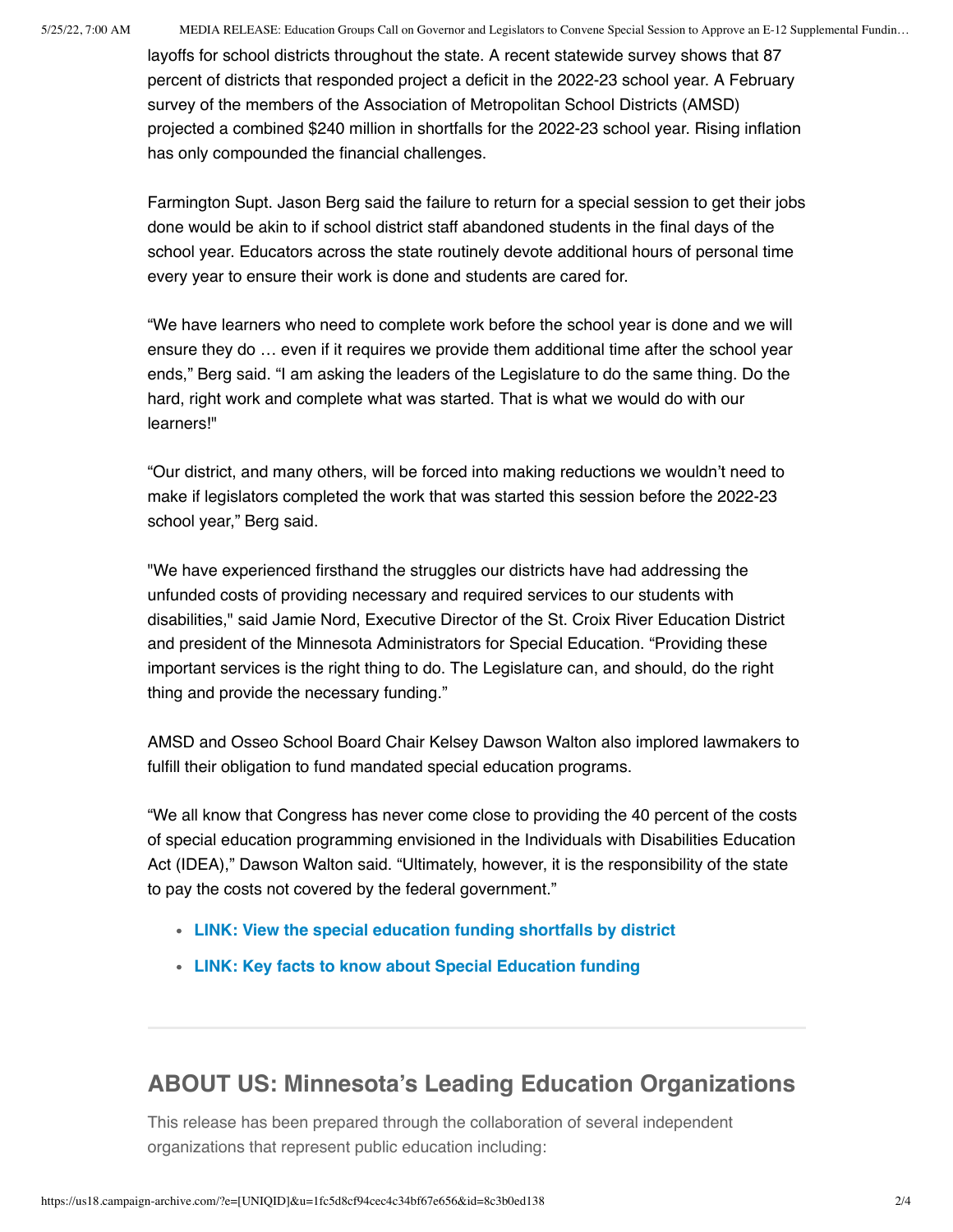layoffs for school districts throughout the state. A recent statewide survey shows that 87 percent of districts that responded project a deficit in the 2022-23 school year. A February survey of the members of the Association of Metropolitan School Districts (AMSD) projected a combined $240 million in shortfalls for the 2022-23 school year. Rising inflation has only compounded the financial challenges.

Farmington Supt. Jason Berg said the failure to return for a special session to get their jobs done would be akin to if school district staff abandoned students in the final days of the school year. Educators across the state routinely devote additional hours of personal time every year to ensure their work is done and students are cared for.

“We have learners who need to complete work before the school year is done and we will ensure they do … even if it requires we provide them additional time after the school year ends,” Berg said. “I am asking the leaders of the Legislature to do the same thing. Do the hard, right work and complete what was started. That is what we would do with our learners!"

“Our district, and many others, will be forced into making reductions we wouldn’t need to make if legislators completed the work that was started this session before the 2022-23 school year,” Berg said.

"We have experienced firsthand the struggles our districts have had addressing the unfunded costs of providing necessary and required services to our students with disabilities," said Jamie Nord, Executive Director of the St. Croix River Education District and president of the Minnesota Administrators for Special Education. “Providing these important services is the right thing to do. The Legislature can, and should, do the right thing and provide the necessary funding.”

AMSD and Osseo School Board Chair Kelsey Dawson Walton also implored lawmakers to fulfill their obligation to fund mandated special education programs.

“We all know that Congress has never come close to providing the 40 percent of the costs of special education programming envisioned in the Individuals with Disabilities Education Act (IDEA),” Dawson Walton said. “Ultimately, however, it is the responsibility of the state to pay the costs not covered by the federal government.”

- **LINK: View the special education funding shortfalls by district**
- **LINK: Key facts to know about Special Education funding**

---

## ABOUT US: Minnesota’s Leading Education Organizations

This release has been prepared through the collaboration of several independent organizations that represent public education including: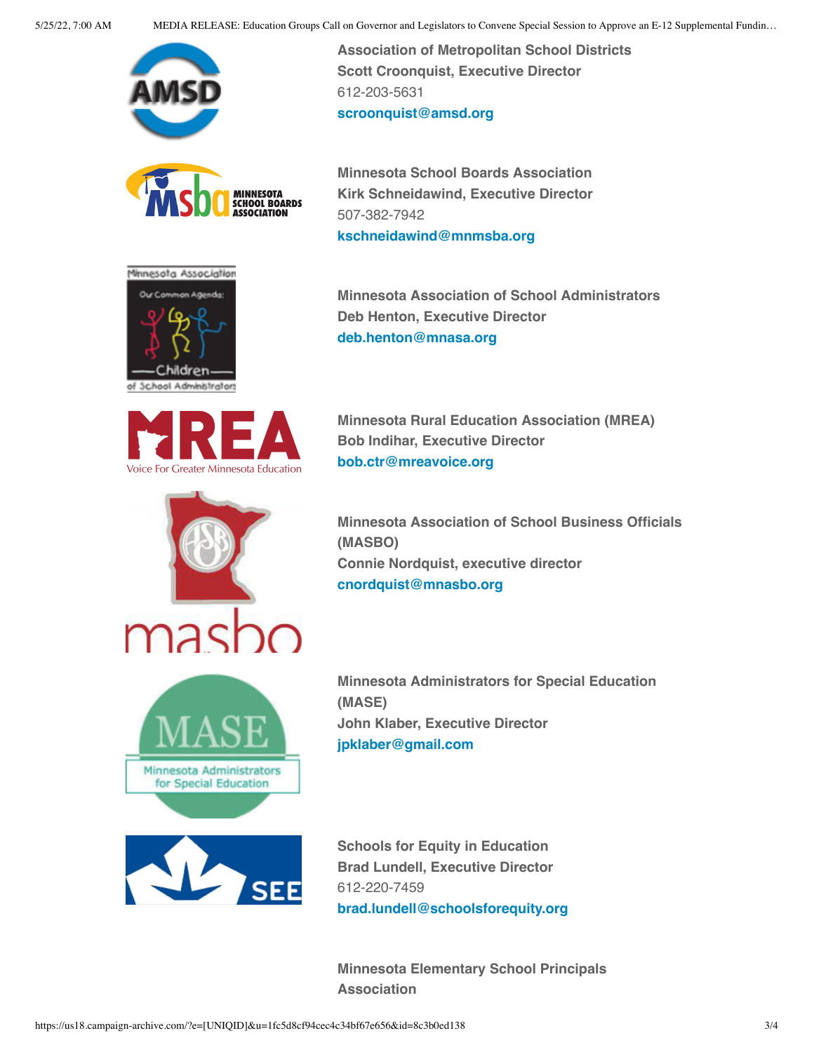**Association of Metropolitan School Districts**
**Scott Croonquist, Executive Director**
612-203-5631
**scroonquist@amsd.org**

**Minnesota School Boards Association**
**Kirk Schneidawind, Executive Director**
507-382-7942
**kschneidawind@mnmsba.org**

**Minnesota Association of School Administrators**
**Deb Henton, Executive Director**
**deb.henton@mnasa.org**

**Minnesota Rural Education Association (MREA)**
**Bob Indihar, Executive Director**
**bob.ctr@mreavoice.org**

**Minnesota Association of School Business Officials (MASBO)**
**Connie Nordquist, executive director**
**cnordquist@mnasbo.org**

**Minnesota Administrators for Special Education (MASE)**
**John Klaber, Executive Director**
**jpklaber@gmail.com**

**Schools for Equity in Education**
**Brad Lundell, Executive Director**
612-220-7459
**brad.lundell@schoolsforequity.org**

**Minnesota Elementary School Principals Association**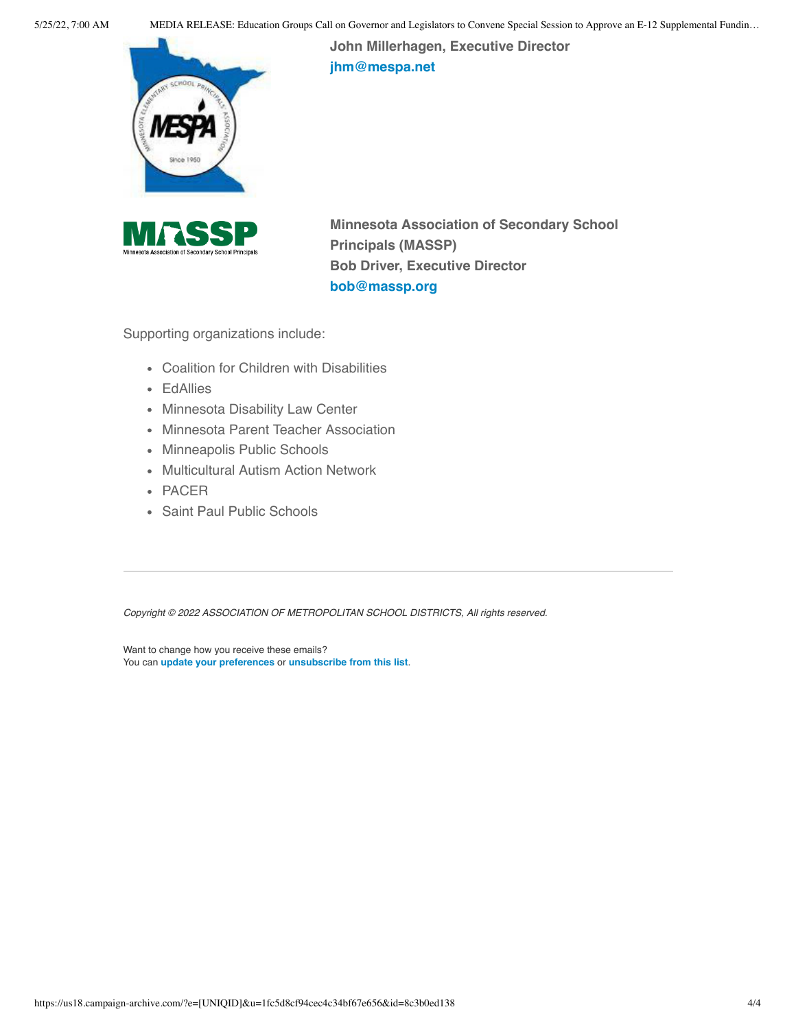**John Millerhagen, Executive Director**
**jhm@mespa.net**

**Minnesota Association of Secondary School Principals (MASSP)**
**Bob Driver, Executive Director**
**bob@massp.org**

Supporting organizations include:

- Coalition for Children with Disabilities
- EdAllies
- Minnesota Disability Law Center
- Minnesota Parent Teacher Association
- Minneapolis Public Schools
- Multicultural Autism Action Network
- PACER
- Saint Paul Public Schools

---

*Copyright © 2022 ASSOCIATION OF METROPOLITAN SCHOOL DISTRICTS, All rights reserved.*

Want to change how you receive these emails?
You can **update your preferences** or **unsubscribe from this list**.